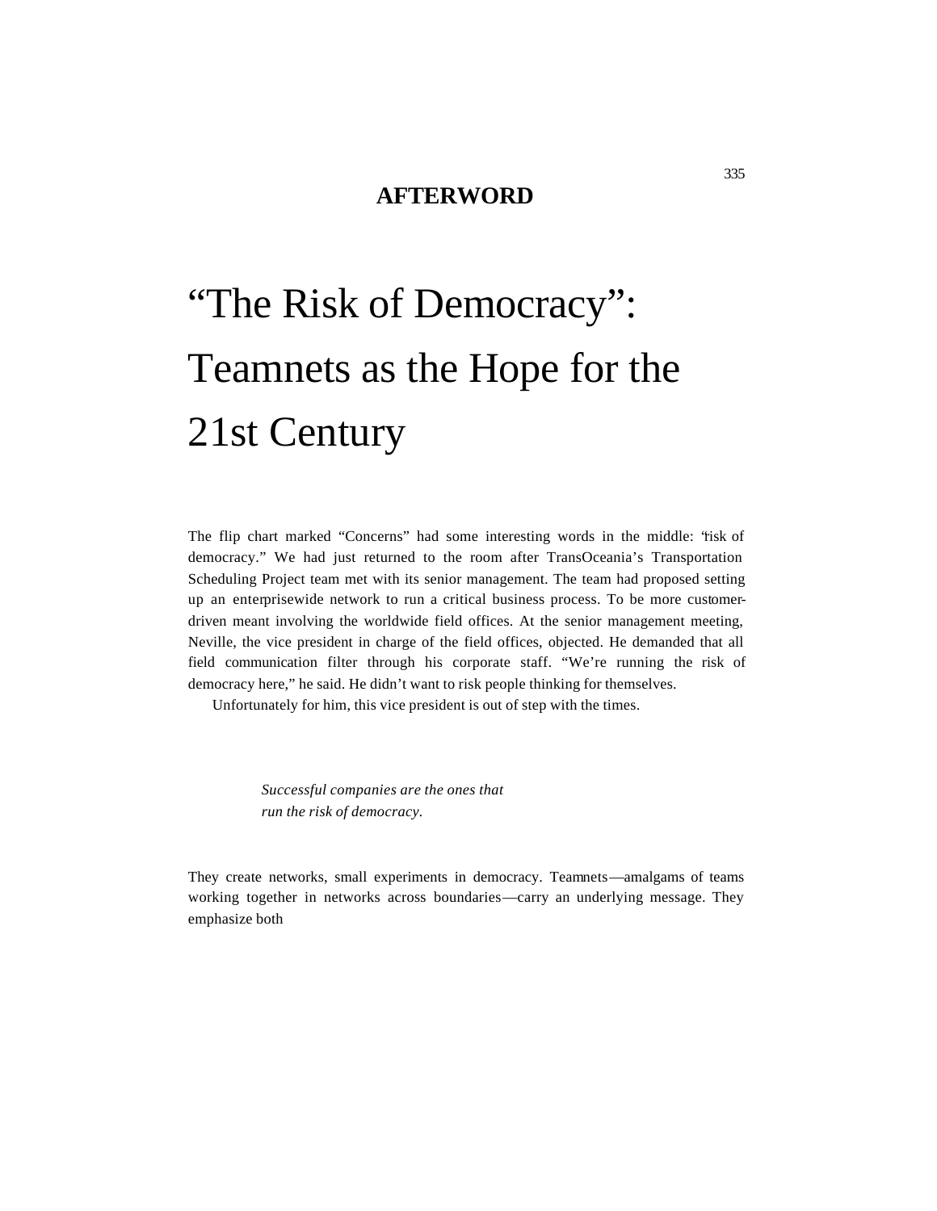## AFTERWORD

# "The Risk of Democracy": Teamnets as the Hope for the 21st Century

The flip chart marked "Concerns" had some interesting words in the middle: "risk of democracy." We had just returned to the room after TransOceania's Transportation Scheduling Project team met with its senior management. The team had proposed setting up an enterprisewide network to run a critical business process. To be more customer-driven meant involving the worldwide field offices. At the senior management meeting, Neville, the vice president in charge of the field offices, objected. He demanded that all field communication filter through his corporate staff. "We're running the risk of democracy here," he said. He didn't want to risk people thinking for themselves.

Unfortunately for him, this vice president is out of step with the times.

> *Successful companies are the ones that run the risk of democracy.*

They create networks, small experiments in democracy. Teamnets—amalgams of teams working together in networks across boundaries—carry an underlying message. They emphasize both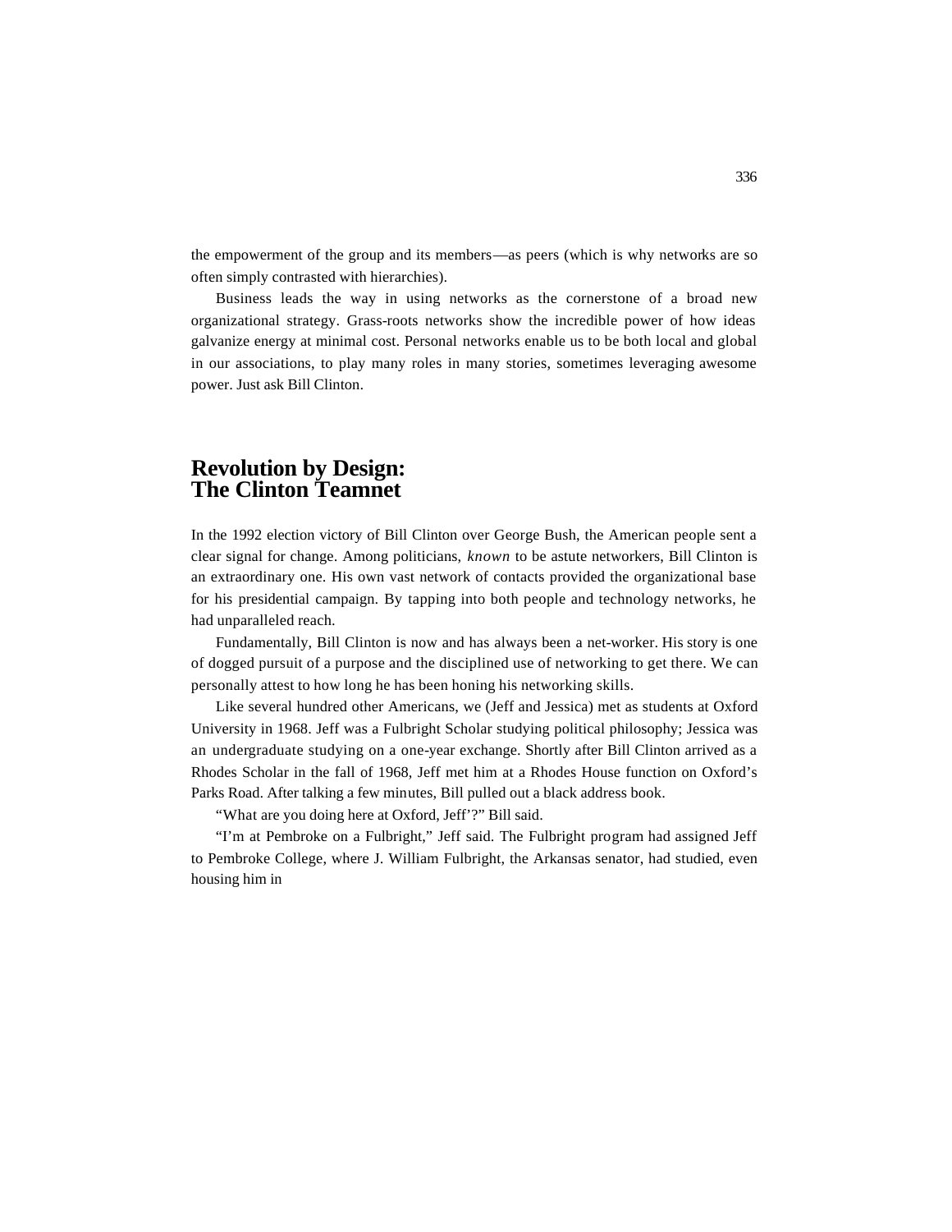the empowerment of the group and its members—as peers (which is why networks are so often simply contrasted with hierarchies).

Business leads the way in using networks as the cornerstone of a broad new organizational strategy. Grass-roots networks show the incredible power of how ideas galvanize energy at minimal cost. Personal networks enable us to be both local and global in our associations, to play many roles in many stories, sometimes leveraging awesome power. Just ask Bill Clinton.

## Revolution by Design: The Clinton Teamnet

In the 1992 election victory of Bill Clinton over George Bush, the American people sent a clear signal for change. Among politicians, *known* to be astute networkers, Bill Clinton is an extraordinary one. His own vast network of contacts provided the organizational base for his presidential campaign. By tapping into both people and technology networks, he had unparalleled reach.

Fundamentally, Bill Clinton is now and has always been a net-worker. His story is one of dogged pursuit of a purpose and the disciplined use of networking to get there. We can personally attest to how long he has been honing his networking skills.

Like several hundred other Americans, we (Jeff and Jessica) met as students at Oxford University in 1968. Jeff was a Fulbright Scholar studying political philosophy; Jessica was an undergraduate studying on a one-year exchange. Shortly after Bill Clinton arrived as a Rhodes Scholar in the fall of 1968, Jeff met him at a Rhodes House function on Oxford's Parks Road. After talking a few minutes, Bill pulled out a black address book.

"What are you doing here at Oxford, Jeff'?" Bill said.

"I'm at Pembroke on a Fulbright," Jeff said. The Fulbright program had assigned Jeff to Pembroke College, where J. William Fulbright, the Arkansas senator, had studied, even housing him in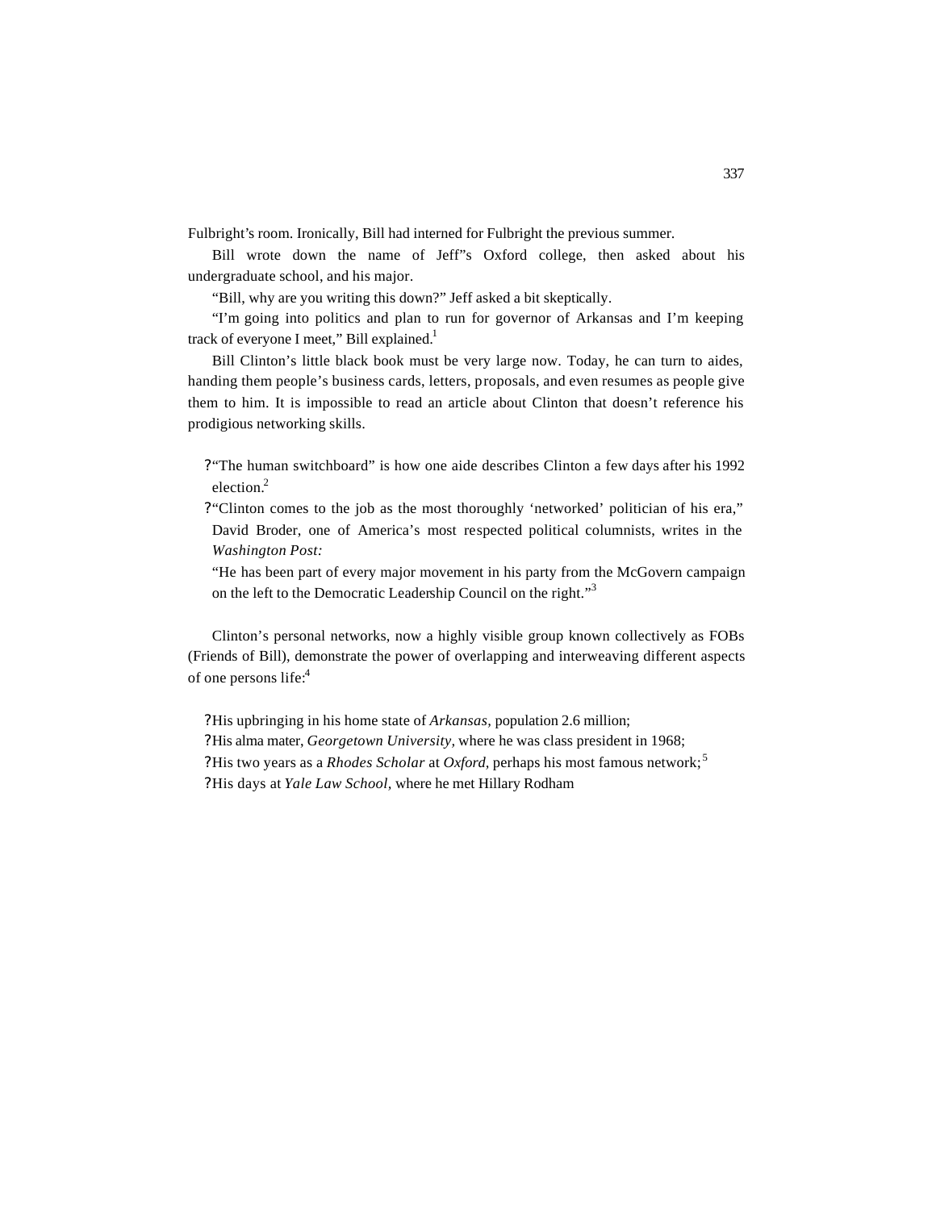Fulbright's room. Ironically, Bill had interned for Fulbright the previous summer.

Bill wrote down the name of Jeff"s Oxford college, then asked about his undergraduate school, and his major.

"Bill, why are you writing this down?" Jeff asked a bit skeptically.

"I'm going into politics and plan to run for governor of Arkansas and I'm keeping track of everyone I meet," Bill explained.[1]

Bill Clinton's little black book must be very large now. Today, he can turn to aides, handing them people's business cards, letters, proposals, and even resumes as people give them to him. It is impossible to read an article about Clinton that doesn't reference his prodigious networking skills.

- "The human switchboard" is how one aide describes Clinton a few days after his 1992 election.[2]
- "Clinton comes to the job as the most thoroughly 'networked' politician of his era," David Broder, one of America's most respected political columnists, writes in the *Washington Post:*

  "He has been part of every major movement in his party from the McGovern campaign on the left to the Democratic Leadership Council on the right."[3]

Clinton's personal networks, now a highly visible group known collectively as FOBs (Friends of Bill), demonstrate the power of overlapping and interweaving different aspects of one persons life:[4]

- His upbringing in his home state of *Arkansas*, population 2.6 million;
- His alma mater, *Georgetown University*, where he was class president in 1968;
- His two years as a *Rhodes Scholar* at *Oxford*, perhaps his most famous network;[5]
- His days at *Yale Law School,* where he met Hillary Rodham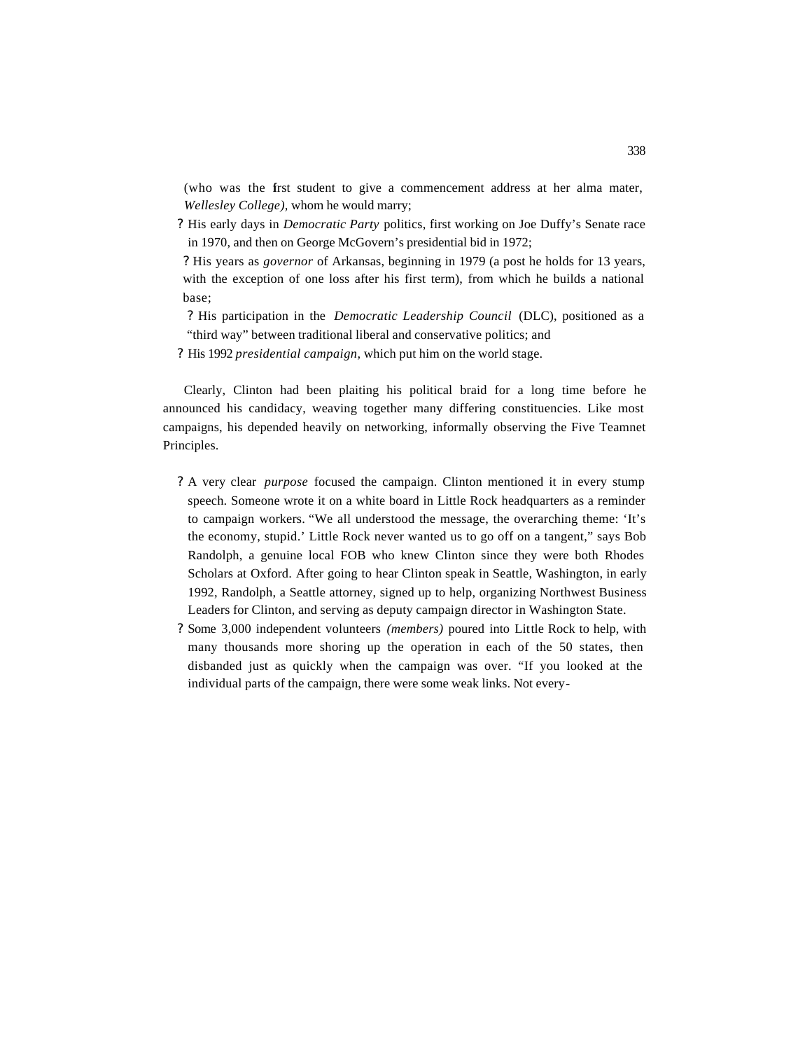(who was the first student to give a commencement address at her alma mater, *Wellesley College)*, whom he would marry;

- His early days in *Democratic Party* politics, first working on Joe Duffy's Senate race in 1970, and then on George McGovern's presidential bid in 1972;
- His years as *governor* of Arkansas, beginning in 1979 (a post he holds for 13 years, with the exception of one loss after his first term), from which he builds a national base;
- His participation in the *Democratic Leadership Council* (DLC), positioned as a "third way" between traditional liberal and conservative politics; and
- His 1992 *presidential campaign,* which put him on the world stage.

Clearly, Clinton had been plaiting his political braid for a long time before he announced his candidacy, weaving together many differing constituencies. Like most campaigns, his depended heavily on networking, informally observing the Five Teamnet Principles.

- A very clear *purpose* focused the campaign. Clinton mentioned it in every stump speech. Someone wrote it on a white board in Little Rock headquarters as a reminder to campaign workers. "We all understood the message, the overarching theme: 'It's the economy, stupid.' Little Rock never wanted us to go off on a tangent," says Bob Randolph, a genuine local FOB who knew Clinton since they were both Rhodes Scholars at Oxford. After going to hear Clinton speak in Seattle, Washington, in early 1992, Randolph, a Seattle attorney, signed up to help, organizing Northwest Business Leaders for Clinton, and serving as deputy campaign director in Washington State.
- Some 3,000 independent volunteers *(members)* poured into Little Rock to help, with many thousands more shoring up the operation in each of the 50 states, then disbanded just as quickly when the campaign was over. "If you looked at the individual parts of the campaign, there were some weak links. Not every-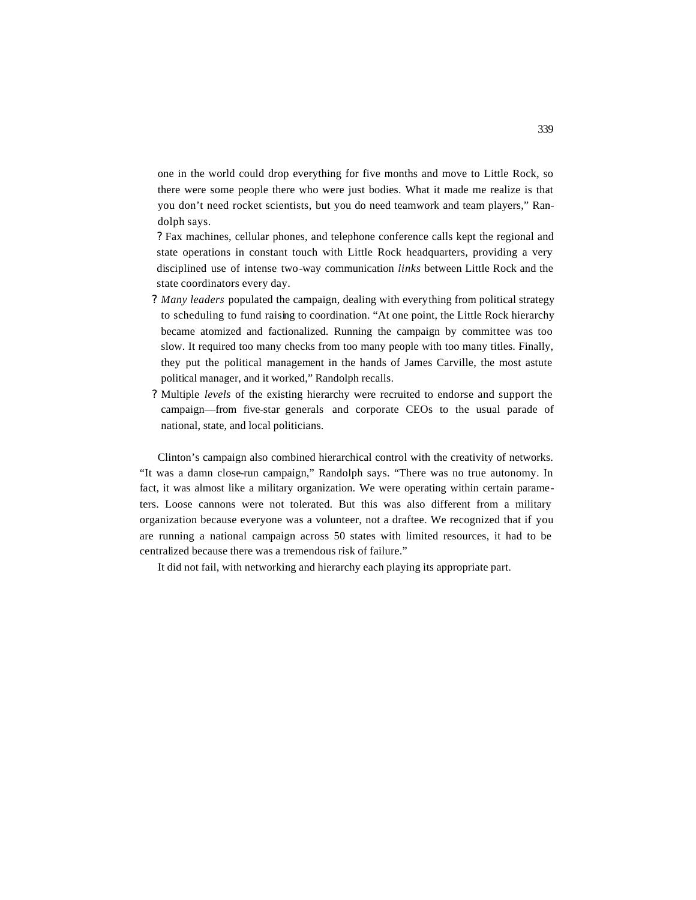one in the world could drop everything for five months and move to Little Rock, so there were some people there who were just bodies. What it made me realize is that you don't need rocket scientists, but you do need teamwork and team players," Randolph says.

- Fax machines, cellular phones, and telephone conference calls kept the regional and state operations in constant touch with Little Rock headquarters, providing a very disciplined use of intense two-way communication *links* between Little Rock and the state coordinators every day.
- *Many leaders* populated the campaign, dealing with everything from political strategy to scheduling to fund raising to coordination. "At one point, the Little Rock hierarchy became atomized and factionalized. Running the campaign by committee was too slow. It required too many checks from too many people with too many titles. Finally, they put the political management in the hands of James Carville, the most astute political manager, and it worked," Randolph recalls.
- Multiple *levels* of the existing hierarchy were recruited to endorse and support the campaign—from five-star generals and corporate CEOs to the usual parade of national, state, and local politicians.

Clinton's campaign also combined hierarchical control with the creativity of networks. "It was a damn close-run campaign," Randolph says. "There was no true autonomy. In fact, it was almost like a military organization. We were operating within certain parameters. Loose cannons were not tolerated. But this was also different from a military organization because everyone was a volunteer, not a draftee. We recognized that if you are running a national campaign across 50 states with limited resources, it had to be centralized because there was a tremendous risk of failure."

It did not fail, with networking and hierarchy each playing its appropriate part.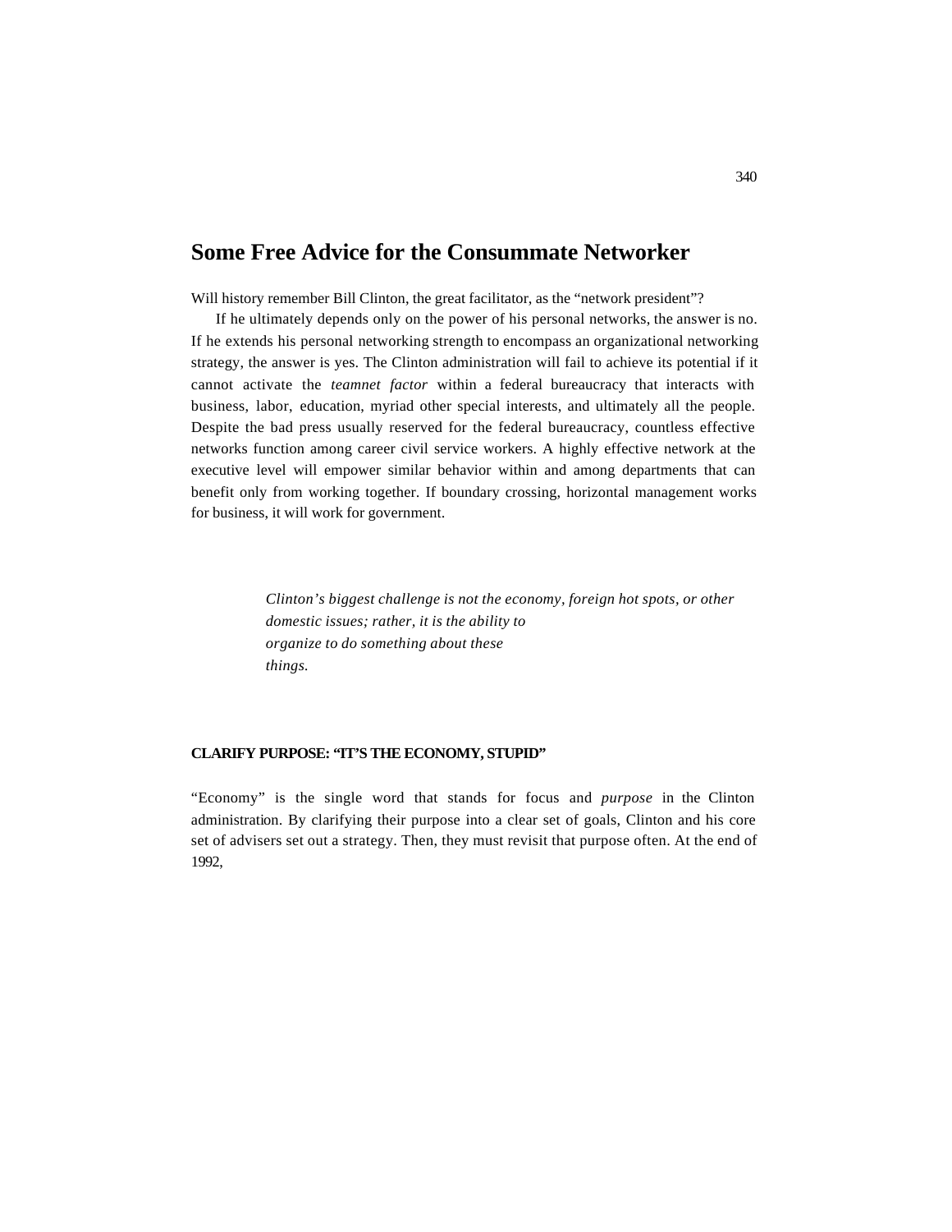## Some Free Advice for the Consummate Networker

Will history remember Bill Clinton, the great facilitator, as the "network president"?

If he ultimately depends only on the power of his personal networks, the answer is no. If he extends his personal networking strength to encompass an organizational networking strategy, the answer is yes. The Clinton administration will fail to achieve its potential if it cannot activate the *teamnet factor* within a federal bureaucracy that interacts with business, labor, education, myriad other special interests, and ultimately all the people. Despite the bad press usually reserved for the federal bureaucracy, countless effective networks function among career civil service workers. A highly effective network at the executive level will empower similar behavior within and among departments that can benefit only from working together. If boundary crossing, horizontal management works for business, it will work for government.

> *Clinton's biggest challenge is not the economy, foreign hot spots, or other domestic issues; rather, it is the ability to organize to do something about these things.*

#### CLARIFY PURPOSE: "IT'S THE ECONOMY, STUPID"

"Economy" is the single word that stands for focus and *purpose* in the Clinton administration. By clarifying their purpose into a clear set of goals, Clinton and his core set of advisers set out a strategy. Then, they must revisit that purpose often. At the end of 1992,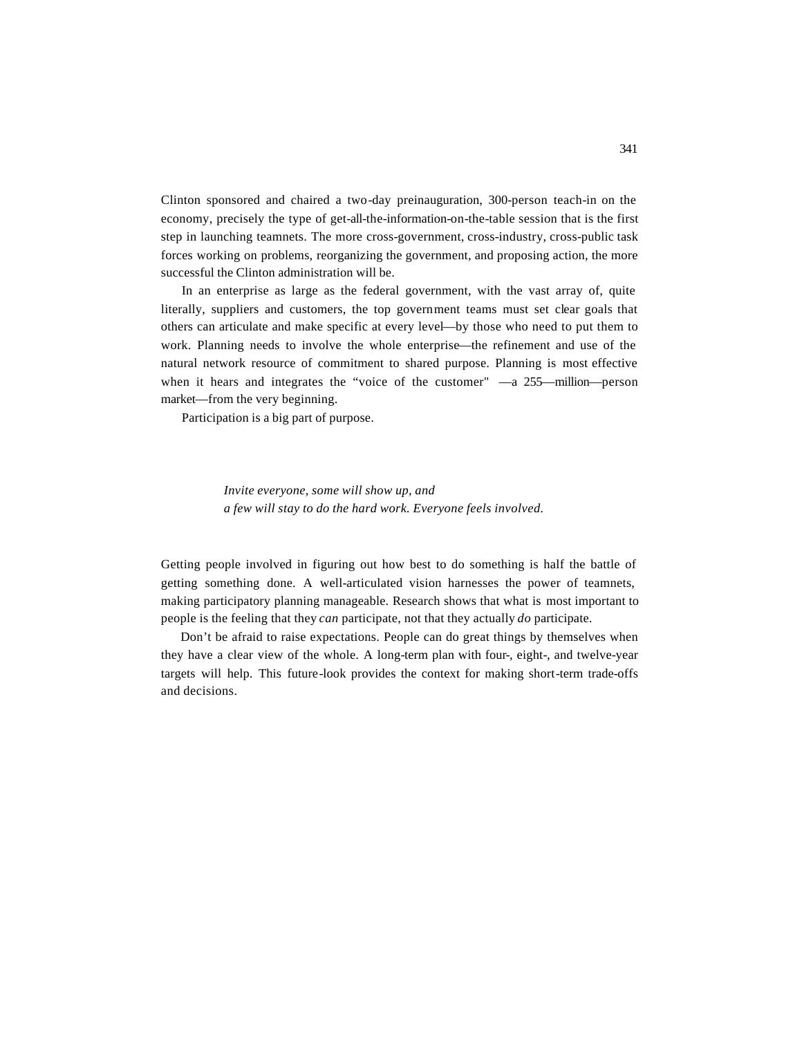Clinton sponsored and chaired a two-day preinauguration, 300-person teach-in on the economy, precisely the type of get-all-the-information-on-the-table session that is the first step in launching teamnets. The more cross-government, cross-industry, cross-public task forces working on problems, reorganizing the government, and proposing action, the more successful the Clinton administration will be.

In an enterprise as large as the federal government, with the vast array of, quite literally, suppliers and customers, the top government teams must set clear goals that others can articulate and make specific at every level—by those who need to put them to work. Planning needs to involve the whole enterprise—the refinement and use of the natural network resource of commitment to shared purpose. Planning is most effective when it hears and integrates the "voice of the customer" —a 255—million—person market—from the very beginning.

Participation is a big part of purpose.

> *Invite everyone, some will show up, and*
> *a few will stay to do the hard work. Everyone feels involved.*

Getting people involved in figuring out how best to do something is half the battle of getting something done. A well-articulated vision harnesses the power of teamnets, making participatory planning manageable. Research shows that what is most important to people is the feeling that they *can* participate, not that they actually *do* participate.

Don't be afraid to raise expectations. People can do great things by themselves when they have a clear view of the whole. A long-term plan with four-, eight-, and twelve-year targets will help. This future-look provides the context for making short-term trade-offs and decisions.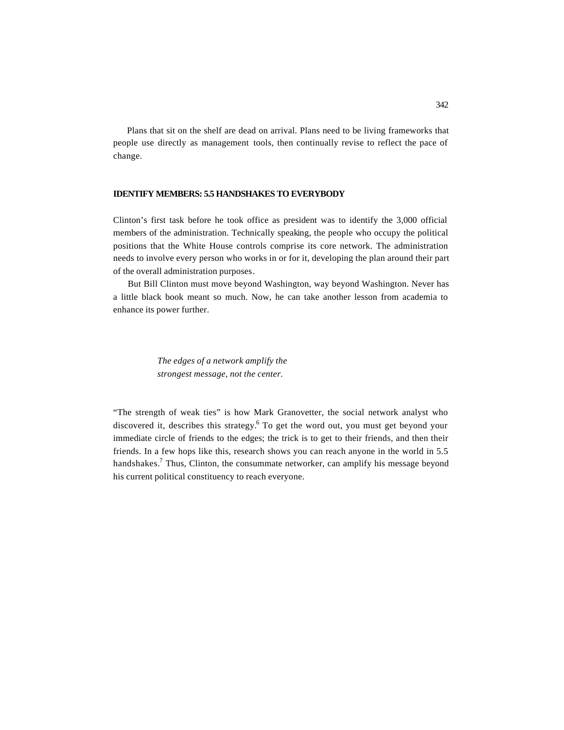Plans that sit on the shelf are dead on arrival. Plans need to be living frameworks that people use directly as management tools, then continually revise to reflect the pace of change.

## IDENTIFY MEMBERS: 5.5 HANDSHAKES TO EVERYBODY

Clinton's first task before he took office as president was to identify the 3,000 official members of the administration. Technically speaking, the people who occupy the political positions that the White House controls comprise its core network. The administration needs to involve every person who works in or for it, developing the plan around their part of the overall administration purposes.

But Bill Clinton must move beyond Washington, way beyond Washington. Never has a little black book meant so much. Now, he can take another lesson from academia to enhance its power further.

> *The edges of a network amplify the strongest message, not the center.*

"The strength of weak ties" is how Mark Granovetter, the social network analyst who discovered it, describes this strategy.[6] To get the word out, you must get beyond your immediate circle of friends to the edges; the trick is to get to their friends, and then their friends. In a few hops like this, research shows you can reach anyone in the world in 5.5 handshakes.[7] Thus, Clinton, the consummate networker, can amplify his message beyond his current political constituency to reach everyone.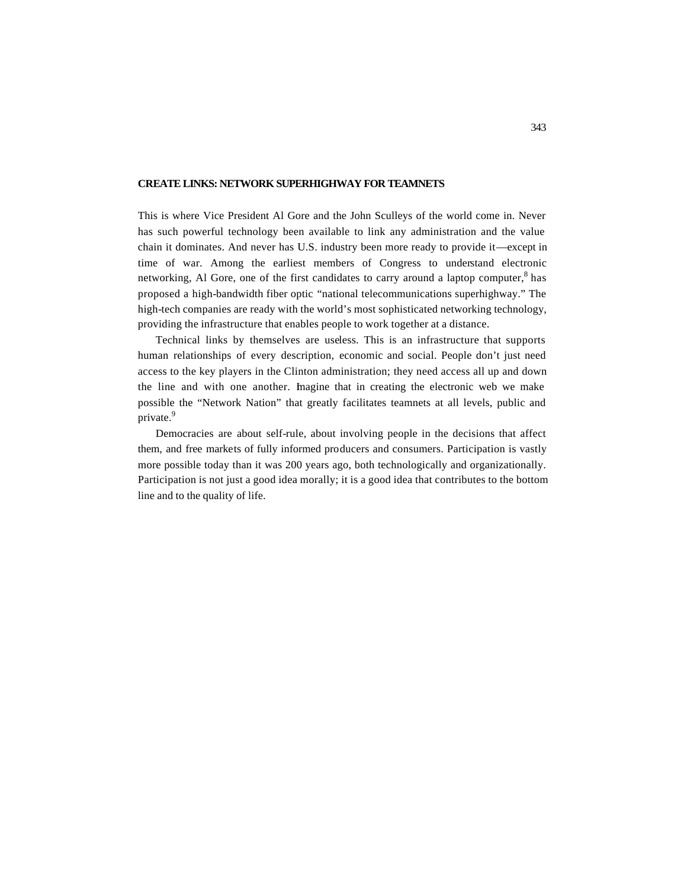## CREATE LINKS: NETWORK SUPERHIGHWAY FOR TEAMNETS

This is where Vice President Al Gore and the John Sculleys of the world come in. Never has such powerful technology been available to link any administration and the value chain it dominates. And never has U.S. industry been more ready to provide it—except in time of war. Among the earliest members of Congress to understand electronic networking, Al Gore, one of the first candidates to carry around a laptop computer,[8] has proposed a high-bandwidth fiber optic "national telecommunications superhighway." The high-tech companies are ready with the world's most sophisticated networking technology, providing the infrastructure that enables people to work together at a distance.

Technical links by themselves are useless. This is an infrastructure that supports human relationships of every description, economic and social. People don't just need access to the key players in the Clinton administration; they need access all up and down the line and with one another. Imagine that in creating the electronic web we make possible the "Network Nation" that greatly facilitates teamnets at all levels, public and private.[9]

Democracies are about self-rule, about involving people in the decisions that affect them, and free markets of fully informed producers and consumers. Participation is vastly more possible today than it was 200 years ago, both technologically and organizationally. Participation is not just a good idea morally; it is a good idea that contributes to the bottom line and to the quality of life.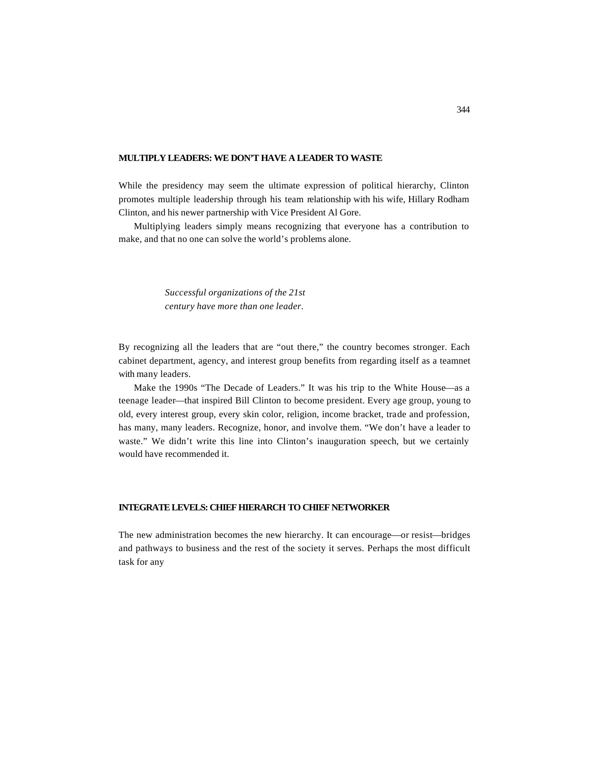## MULTIPLY LEADERS: WE DON'T HAVE A LEADER TO WASTE

While the presidency may seem the ultimate expression of political hierarchy, Clinton promotes multiple leadership through his team relationship with his wife, Hillary Rodham Clinton, and his newer partnership with Vice President Al Gore.

Multiplying leaders simply means recognizing that everyone has a contribution to make, and that no one can solve the world's problems alone.

> *Successful organizations of the 21st century have more than one leader.*

By recognizing all the leaders that are "out there," the country becomes stronger. Each cabinet department, agency, and interest group benefits from regarding itself as a teamnet with many leaders.

Make the 1990s "The Decade of Leaders." It was his trip to the White House—as a teenage leader—that inspired Bill Clinton to become president. Every age group, young to old, every interest group, every skin color, religion, income bracket, trade and profession, has many, many leaders. Recognize, honor, and involve them. "We don't have a leader to waste." We didn't write this line into Clinton's inauguration speech, but we certainly would have recommended it.

## INTEGRATE LEVELS: CHIEF HIERARCH TO CHIEF NETWORKER

The new administration becomes the new hierarchy. It can encourage—or resist—bridges and pathways to business and the rest of the society it serves. Perhaps the most difficult task for any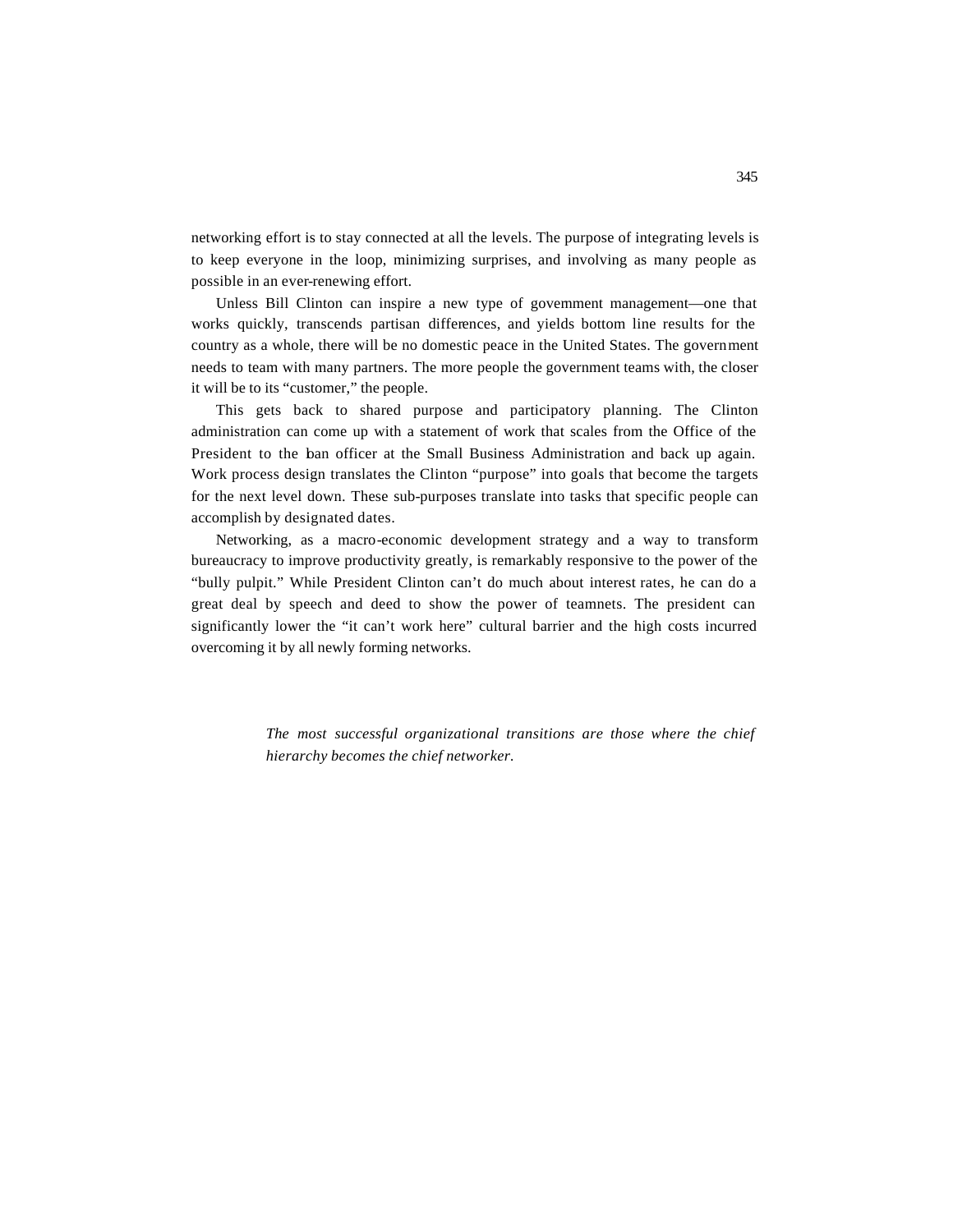networking effort is to stay connected at all the levels. The purpose of integrating levels is to keep everyone in the loop, minimizing surprises, and involving as many people as possible in an ever-renewing effort.

Unless Bill Clinton can inspire a new type of government management—one that works quickly, transcends partisan differences, and yields bottom line results for the country as a whole, there will be no domestic peace in the United States. The government needs to team with many partners. The more people the government teams with, the closer it will be to its "customer," the people.

This gets back to shared purpose and participatory planning. The Clinton administration can come up with a statement of work that scales from the Office of the President to the loan officer at the Small Business Administration and back up again. Work process design translates the Clinton "purpose" into goals that become the targets for the next level down. These sub-purposes translate into tasks that specific people can accomplish by designated dates.

Networking, as a macro-economic development strategy and a way to transform bureaucracy to improve productivity greatly, is remarkably responsive to the power of the "bully pulpit." While President Clinton can't do much about interest rates, he can do a great deal by speech and deed to show the power of teamnets. The president can significantly lower the "it can't work here" cultural barrier and the high costs incurred overcoming it by all newly forming networks.

> *The most successful organizational transitions are those where the chief hierarchy becomes the chief networker.*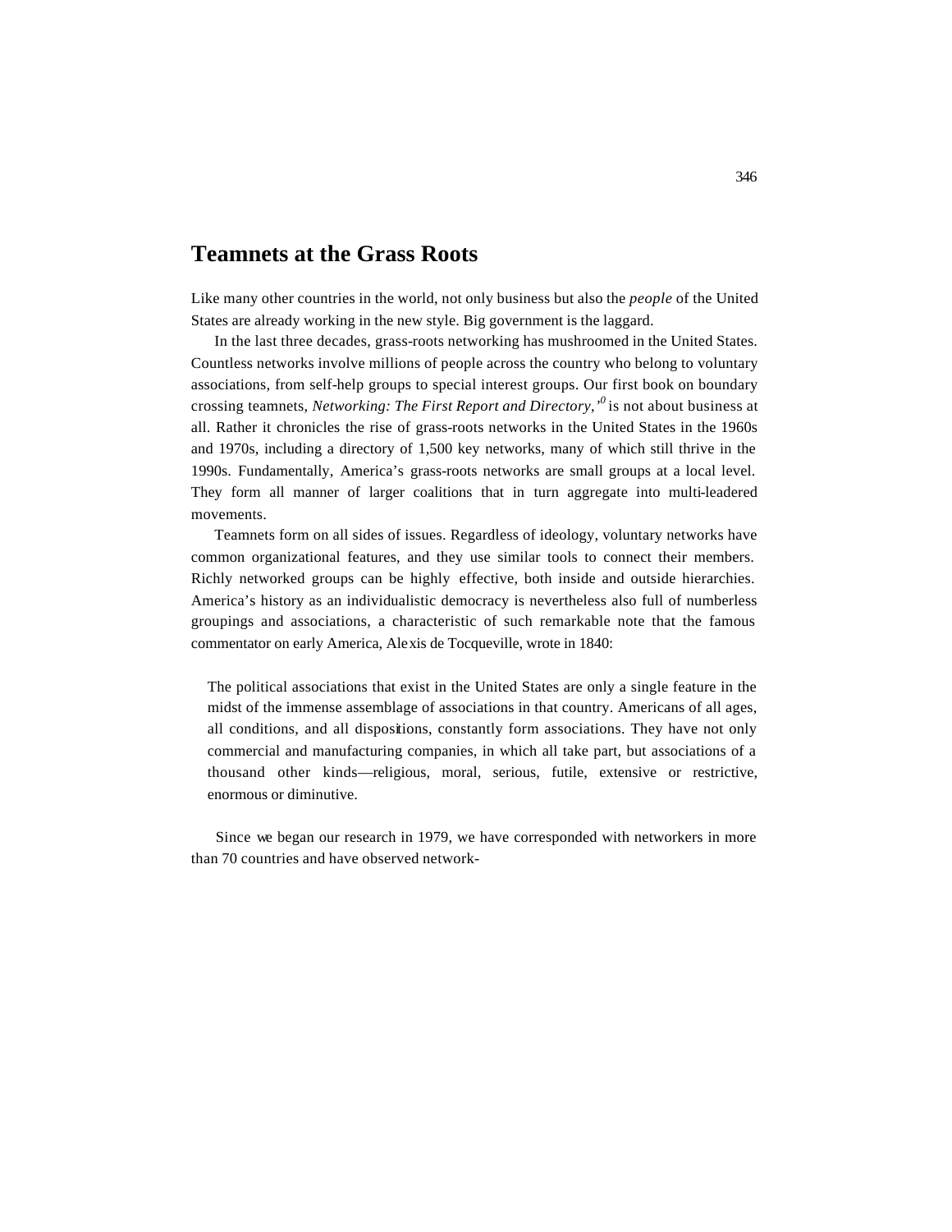## Teamnets at the Grass Roots

Like many other countries in the world, not only business but also the *people* of the United States are already working in the new style. Big government is the laggard.

In the last three decades, grass-roots networking has mushroomed in the United States. Countless networks involve millions of people across the country who belong to voluntary associations, from self-help groups to special interest groups. Our first book on boundary crossing teamnets, *Networking: The First Report and Directory,*[’0] is not about business at all. Rather it chronicles the rise of grass-roots networks in the United States in the 1960s and 1970s, including a directory of 1,500 key networks, many of which still thrive in the 1990s. Fundamentally, America’s grass-roots networks are small groups at a local level. They form all manner of larger coalitions that in turn aggregate into multi-leadered movements.

Teamnets form on all sides of issues. Regardless of ideology, voluntary networks have common organizational features, and they use similar tools to connect their members. Richly networked groups can be highly effective, both inside and outside hierarchies. America’s history as an individualistic democracy is nevertheless also full of numberless groupings and associations, a characteristic of such remarkable note that the famous commentator on early America, Alexis de Tocqueville, wrote in 1840:

> The political associations that exist in the United States are only a single feature in the midst of the immense assemblage of associations in that country. Americans of all ages, all conditions, and all dispositions, constantly form associations. They have not only commercial and manufacturing companies, in which all take part, but associations of a thousand other kinds—religious, moral, serious, futile, extensive or restrictive, enormous or diminutive.

Since we began our research in 1979, we have corresponded with networkers in more than 70 countries and have observed network-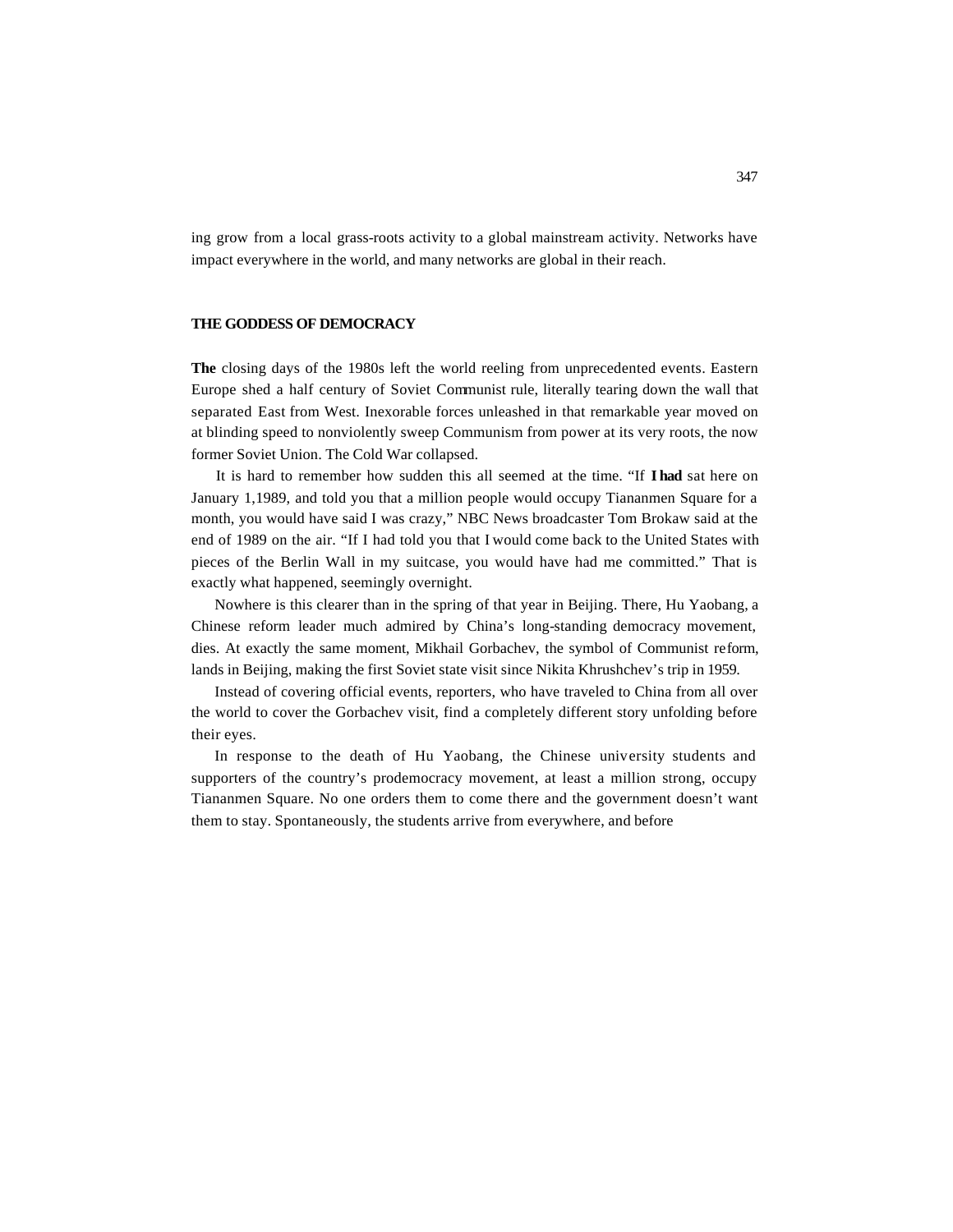ing grow from a local grass-roots activity to a global mainstream activity. Networks have impact everywhere in the world, and many networks are global in their reach.

## THE GODDESS OF DEMOCRACY

**The** closing days of the 1980s left the world reeling from unprecedented events. Eastern Europe shed a half century of Soviet Communist rule, literally tearing down the wall that separated East from West. Inexorable forces unleashed in that remarkable year moved on at blinding speed to nonviolently sweep Communism from power at its very roots, the now former Soviet Union. The Cold War collapsed.

It is hard to remember how sudden this all seemed at the time. "If **I had** sat here on January 1,1989, and told you that a million people would occupy Tiananmen Square for a month, you would have said I was crazy," NBC News broadcaster Tom Brokaw said at the end of 1989 on the air. "If I had told you that I would come back to the United States with pieces of the Berlin Wall in my suitcase, you would have had me committed." That is exactly what happened, seemingly overnight.

Nowhere is this clearer than in the spring of that year in Beijing. There, Hu Yaobang, a Chinese reform leader much admired by China's long-standing democracy movement, dies. At exactly the same moment, Mikhail Gorbachev, the symbol of Communist reform, lands in Beijing, making the first Soviet state visit since Nikita Khrushchev's trip in 1959.

Instead of covering official events, reporters, who have traveled to China from all over the world to cover the Gorbachev visit, find a completely different story unfolding before their eyes.

In response to the death of Hu Yaobang, the Chinese university students and supporters of the country's prodemocracy movement, at least a million strong, occupy Tiananmen Square. No one orders them to come there and the government doesn't want them to stay. Spontaneously, the students arrive from everywhere, and before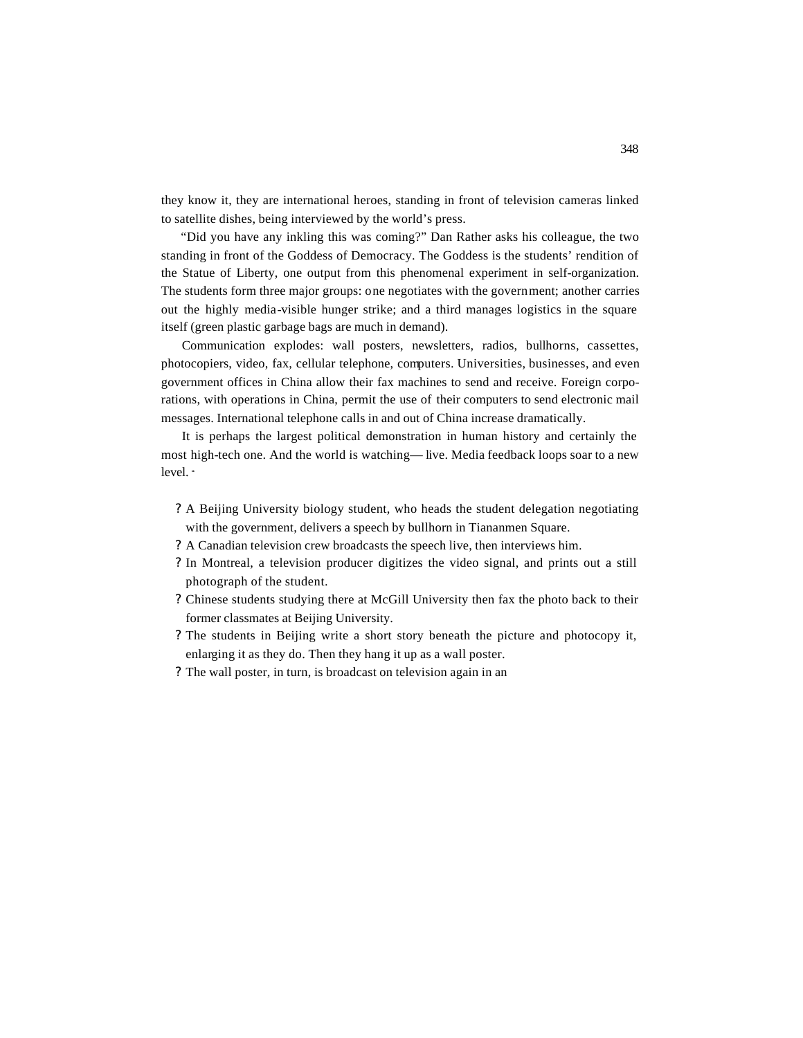they know it, they are international heroes, standing in front of television cameras linked to satellite dishes, being interviewed by the world's press.

"Did you have any inkling this was coming?" Dan Rather asks his colleague, the two standing in front of the Goddess of Democracy. The Goddess is the students' rendition of the Statue of Liberty, one output from this phenomenal experiment in self-organization. The students form three major groups: one negotiates with the government; another carries out the highly media-visible hunger strike; and a third manages logistics in the square itself (green plastic garbage bags are much in demand).

Communication explodes: wall posters, newsletters, radios, bullhorns, cassettes, photocopiers, video, fax, cellular telephone, computers. Universities, businesses, and even government offices in China allow their fax machines to send and receive. Foreign corporations, with operations in China, permit the use of their computers to send electronic mail messages. International telephone calls in and out of China increase dramatically.

It is perhaps the largest political demonstration in human history and certainly the most high-tech one. And the world is watching— live. Media feedback loops soar to a new level.

- A Beijing University biology student, who heads the student delegation negotiating with the government, delivers a speech by bullhorn in Tiananmen Square.
- A Canadian television crew broadcasts the speech live, then interviews him.
- In Montreal, a television producer digitizes the video signal, and prints out a still photograph of the student.
- Chinese students studying there at McGill University then fax the photo back to their former classmates at Beijing University.
- The students in Beijing write a short story beneath the picture and photocopy it, enlarging it as they do. Then they hang it up as a wall poster.
- The wall poster, in turn, is broadcast on television again in an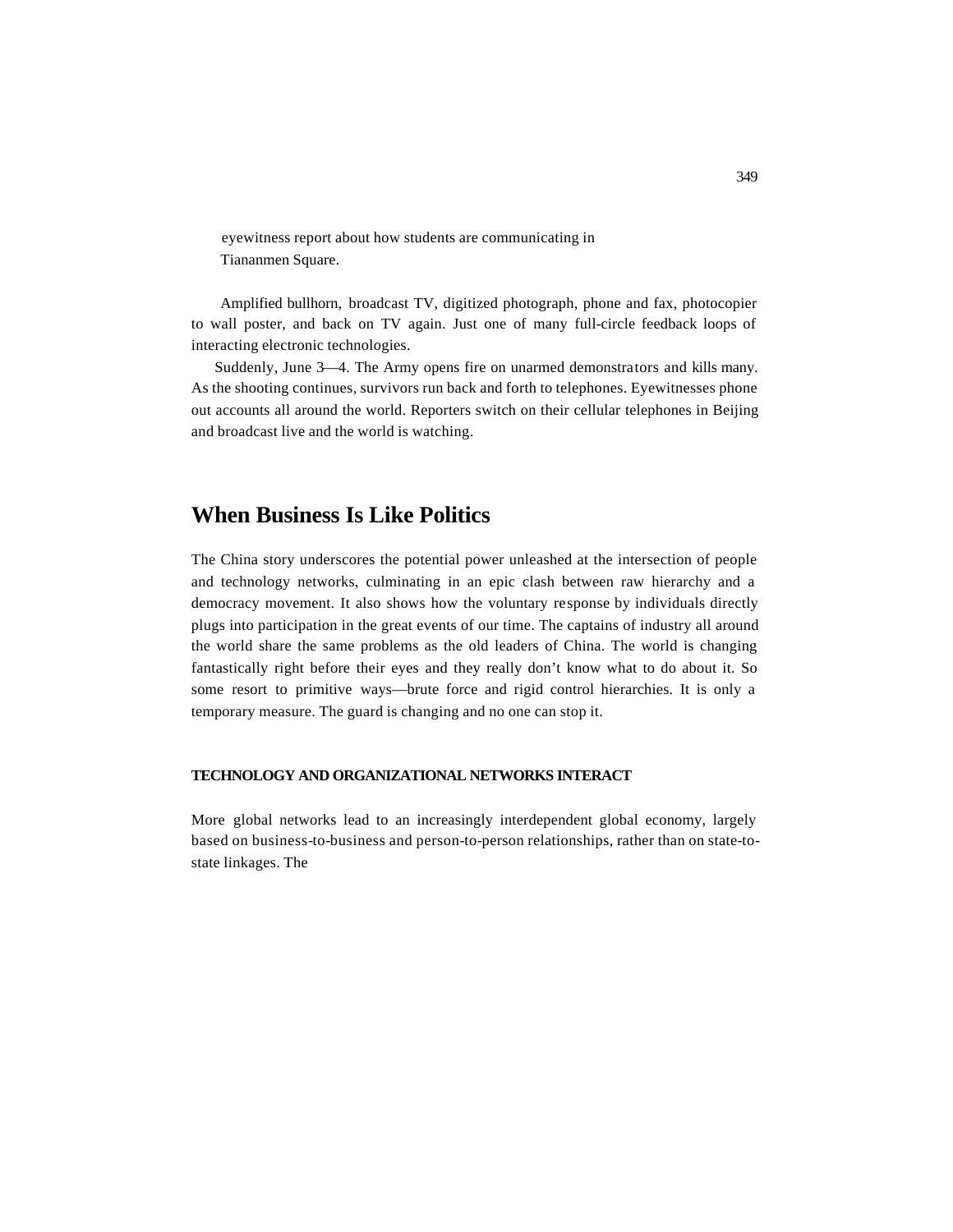eyewitness report about how students are communicating in Tiananmen Square.

Amplified bullhorn, broadcast TV, digitized photograph, phone and fax, photocopier to wall poster, and back on TV again. Just one of many full-circle feedback loops of interacting electronic technologies.

Suddenly, June 3—4. The Army opens fire on unarmed demonstrators and kills many. As the shooting continues, survivors run back and forth to telephones. Eyewitnesses phone out accounts all around the world. Reporters switch on their cellular telephones in Beijing and broadcast live and the world is watching.

## When Business Is Like Politics

The China story underscores the potential power unleashed at the intersection of people and technology networks, culminating in an epic clash between raw hierarchy and a democracy movement. It also shows how the voluntary response by individuals directly plugs into participation in the great events of our time. The captains of industry all around the world share the same problems as the old leaders of China. The world is changing fantastically right before their eyes and they really don't know what to do about it. So some resort to primitive ways—brute force and rigid control hierarchies. It is only a temporary measure. The guard is changing and no one can stop it.

#### TECHNOLOGY AND ORGANIZATIONAL NETWORKS INTERACT

More global networks lead to an increasingly interdependent global economy, largely based on business-to-business and person-to-person relationships, rather than on state-to-state linkages. The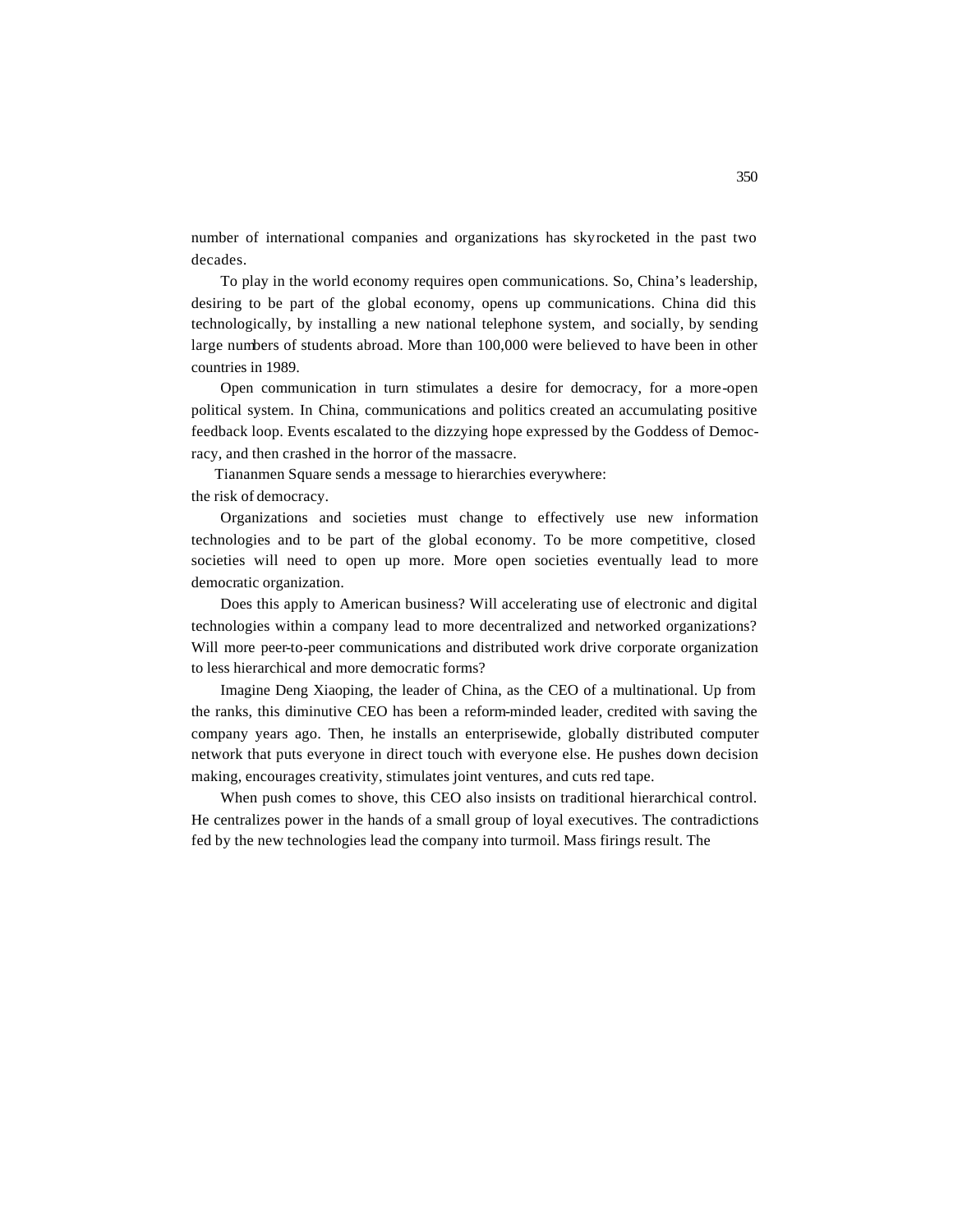number of international companies and organizations has skyrocketed in the past two decades.

To play in the world economy requires open communications. So, China's leadership, desiring to be part of the global economy, opens up communications. China did this technologically, by installing a new national telephone system, and socially, by sending large numbers of students abroad. More than 100,000 were believed to have been in other countries in 1989.

Open communication in turn stimulates a desire for democracy, for a more-open political system. In China, communications and politics created an accumulating positive feedback loop. Events escalated to the dizzying hope expressed by the Goddess of Democracy, and then crashed in the horror of the massacre.

Tiananmen Square sends a message to hierarchies everywhere: the risk of democracy.

Organizations and societies must change to effectively use new information technologies and to be part of the global economy. To be more competitive, closed societies will need to open up more. More open societies eventually lead to more democratic organization.

Does this apply to American business? Will accelerating use of electronic and digital technologies within a company lead to more decentralized and networked organizations? Will more peer-to-peer communications and distributed work drive corporate organization to less hierarchical and more democratic forms?

Imagine Deng Xiaoping, the leader of China, as the CEO of a multinational. Up from the ranks, this diminutive CEO has been a reform-minded leader, credited with saving the company years ago. Then, he installs an enterprisewide, globally distributed computer network that puts everyone in direct touch with everyone else. He pushes down decision making, encourages creativity, stimulates joint ventures, and cuts red tape.

When push comes to shove, this CEO also insists on traditional hierarchical control. He centralizes power in the hands of a small group of loyal executives. The contradictions fed by the new technologies lead the company into turmoil. Mass firings result. The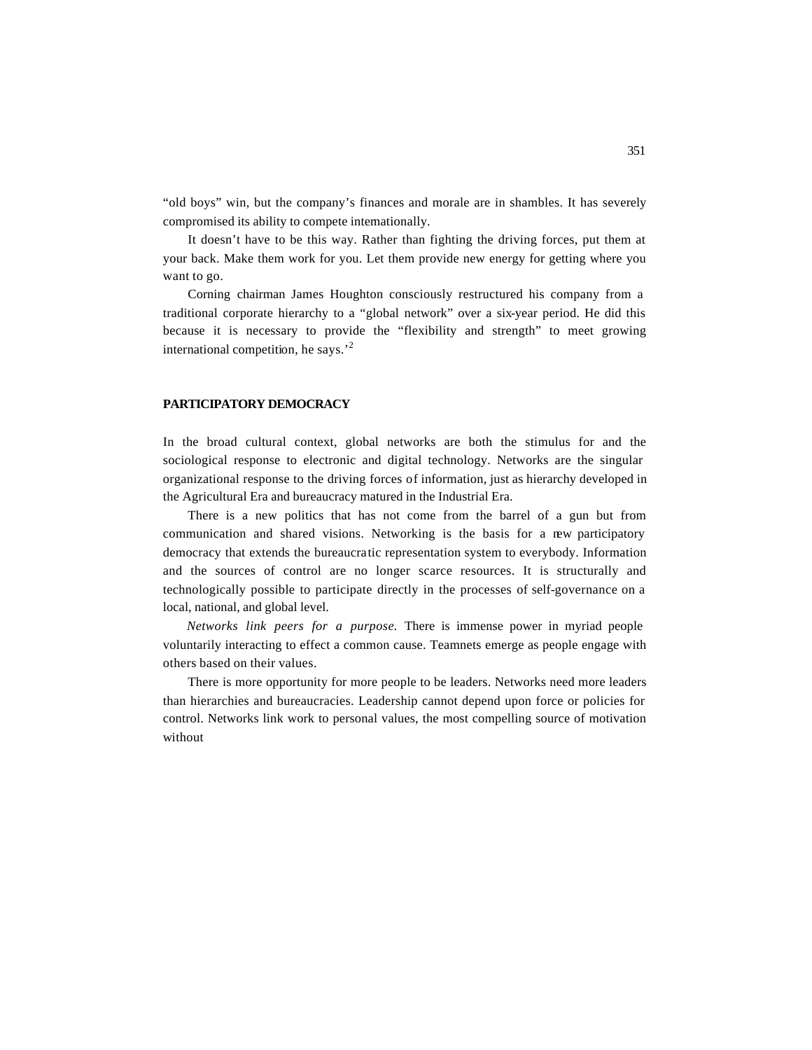"old boys" win, but the company's finances and morale are in shambles. It has severely compromised its ability to compete internationally.

It doesn't have to be this way. Rather than fighting the driving forces, put them at your back. Make them work for you. Let them provide new energy for getting where you want to go.

Corning chairman James Houghton consciously restructured his company from a traditional corporate hierarchy to a "global network" over a six-year period. He did this because it is necessary to provide the "flexibility and strength" to meet growing international competition, he says.'[2]

## PARTICIPATORY DEMOCRACY

In the broad cultural context, global networks are both the stimulus for and the sociological response to electronic and digital technology. Networks are the singular organizational response to the driving forces of information, just as hierarchy developed in the Agricultural Era and bureaucracy matured in the Industrial Era.

There is a new politics that has not come from the barrel of a gun but from communication and shared visions. Networking is the basis for a new participatory democracy that extends the bureaucratic representation system to everybody. Information and the sources of control are no longer scarce resources. It is structurally and technologically possible to participate directly in the processes of self-governance on a local, national, and global level.

*Networks link peers for a purpose.* There is immense power in myriad people voluntarily interacting to effect a common cause. Teamnets emerge as people engage with others based on their values.

There is more opportunity for more people to be leaders. Networks need more leaders than hierarchies and bureaucracies. Leadership cannot depend upon force or policies for control. Networks link work to personal values, the most compelling source of motivation without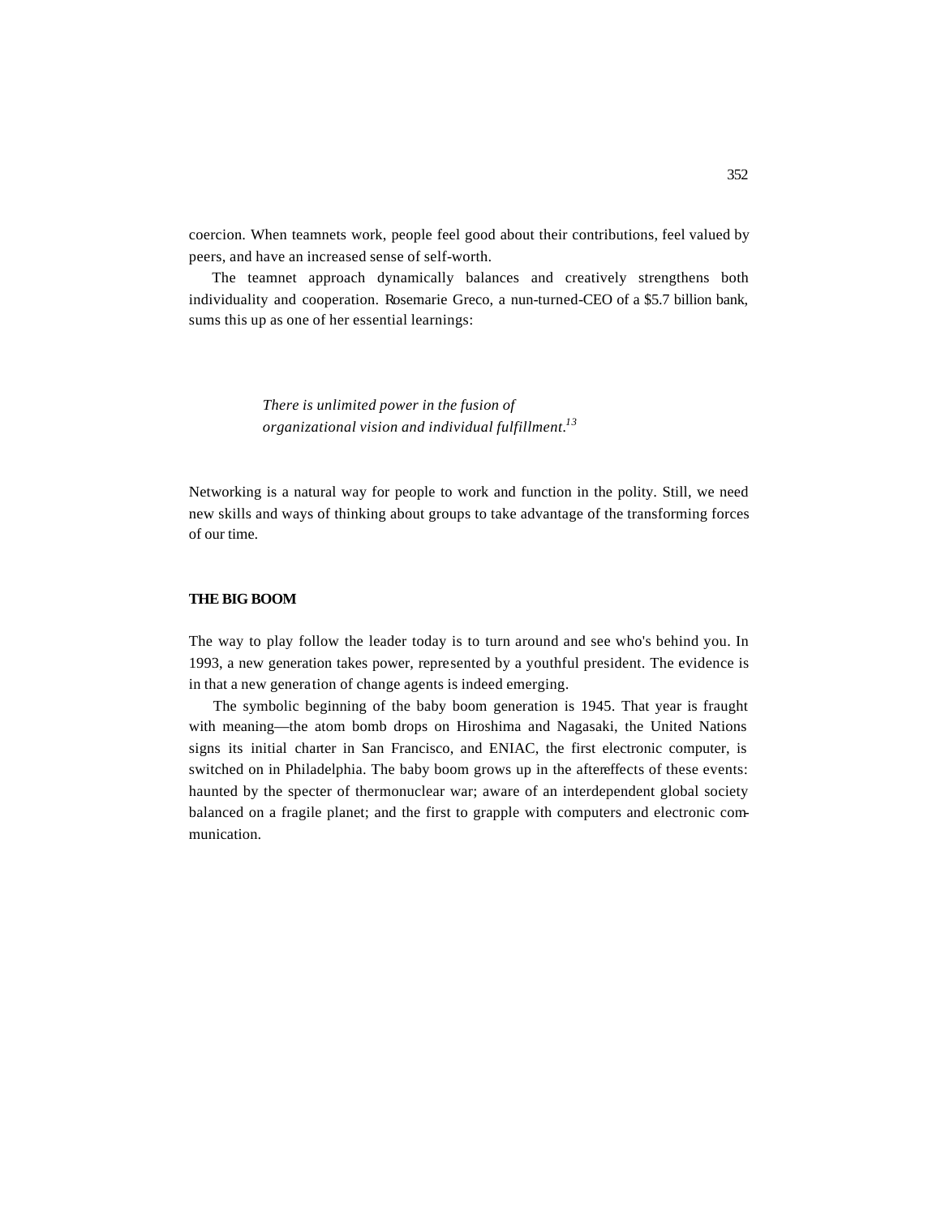coercion. When teamnets work, people feel good about their contributions, feel valued by peers, and have an increased sense of self-worth.

The teamnet approach dynamically balances and creatively strengthens both individuality and cooperation. Rosemarie Greco, a nun-turned-CEO of a $5.7 billion bank, sums this up as one of her essential learnings:

> *There is unlimited power in the fusion of organizational vision and individual fulfillment.*[13]

Networking is a natural way for people to work and function in the polity. Still, we need new skills and ways of thinking about groups to take advantage of the transforming forces of our time.

## THE BIG BOOM

The way to play follow the leader today is to turn around and see who's behind you. In 1993, a new generation takes power, represented by a youthful president. The evidence is in that a new generation of change agents is indeed emerging.

The symbolic beginning of the baby boom generation is 1945. That year is fraught with meaning—the atom bomb drops on Hiroshima and Nagasaki, the United Nations signs its initial charter in San Francisco, and ENIAC, the first electronic computer, is switched on in Philadelphia. The baby boom grows up in the aftereffects of these events: haunted by the specter of thermonuclear war; aware of an interdependent global society balanced on a fragile planet; and the first to grapple with computers and electronic communication.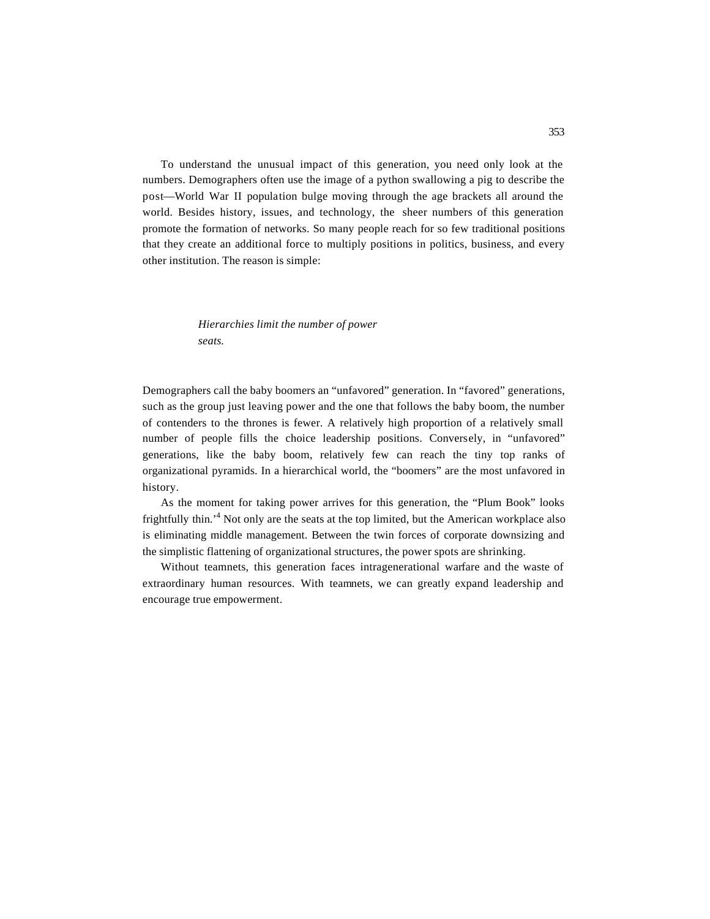To understand the unusual impact of this generation, you need only look at the numbers. Demographers often use the image of a python swallowing a pig to describe the post—World War II population bulge moving through the age brackets all around the world. Besides history, issues, and technology, the sheer numbers of this generation promote the formation of networks. So many people reach for so few traditional positions that they create an additional force to multiply positions in politics, business, and every other institution. The reason is simple:

> *Hierarchies limit the number of power seats.*

Demographers call the baby boomers an "unfavored" generation. In "favored" generations, such as the group just leaving power and the one that follows the baby boom, the number of contenders to the thrones is fewer. A relatively high proportion of a relatively small number of people fills the choice leadership positions. Conversely, in "unfavored" generations, like the baby boom, relatively few can reach the tiny top ranks of organizational pyramids. In a hierarchical world, the "boomers" are the most unfavored in history.

As the moment for taking power arrives for this generation, the "Plum Book" looks frightfully thin.'[4] Not only are the seats at the top limited, but the American workplace also is eliminating middle management. Between the twin forces of corporate downsizing and the simplistic flattening of organizational structures, the power spots are shrinking.

Without teamnets, this generation faces intragenerational warfare and the waste of extraordinary human resources. With teamnets, we can greatly expand leadership and encourage true empowerment.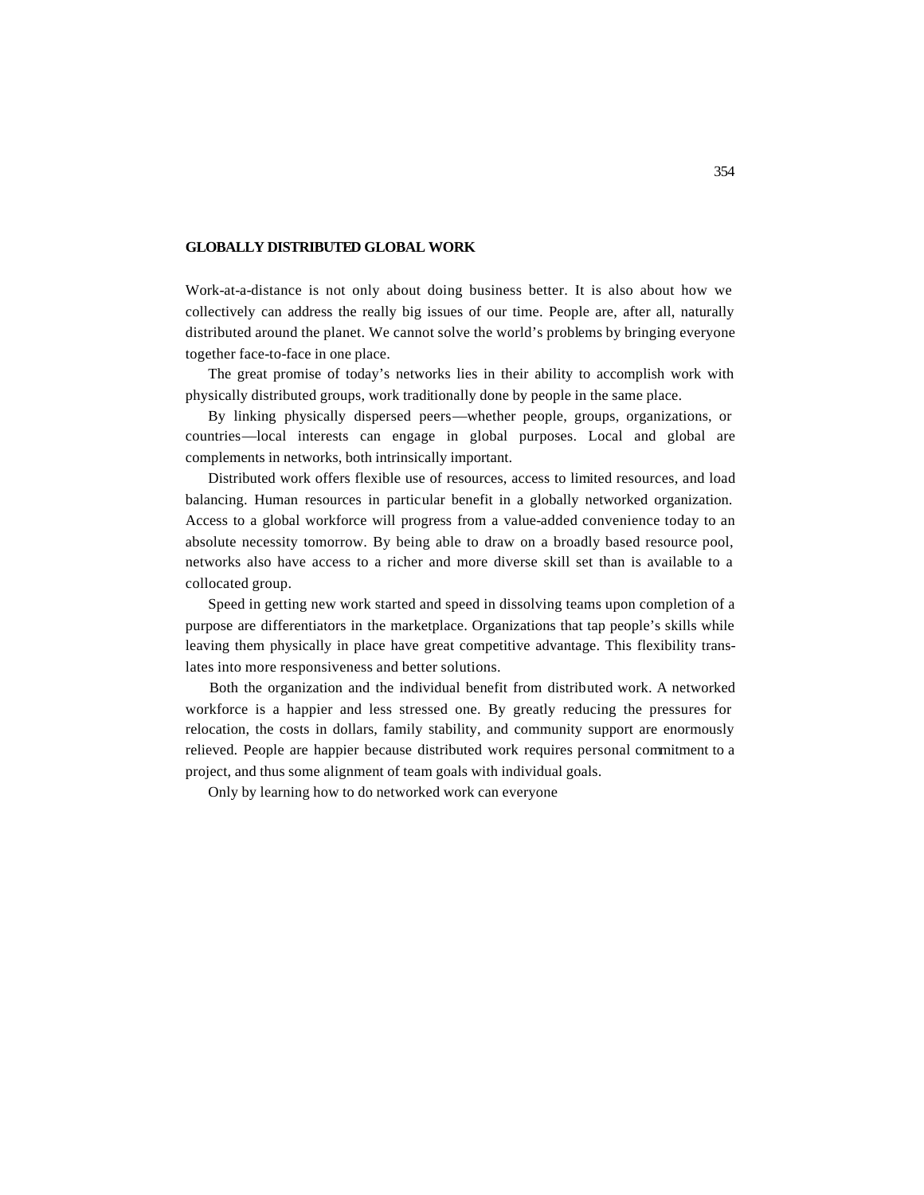## GLOBALLY DISTRIBUTED GLOBAL WORK

Work-at-a-distance is not only about doing business better. It is also about how we collectively can address the really big issues of our time. People are, after all, naturally distributed around the planet. We cannot solve the world's problems by bringing everyone together face-to-face in one place.

The great promise of today's networks lies in their ability to accomplish work with physically distributed groups, work traditionally done by people in the same place.

By linking physically dispersed peers—whether people, groups, organizations, or countries—local interests can engage in global purposes. Local and global are complements in networks, both intrinsically important.

Distributed work offers flexible use of resources, access to limited resources, and load balancing. Human resources in particular benefit in a globally networked organization. Access to a global workforce will progress from a value-added convenience today to an absolute necessity tomorrow. By being able to draw on a broadly based resource pool, networks also have access to a richer and more diverse skill set than is available to a collocated group.

Speed in getting new work started and speed in dissolving teams upon completion of a purpose are differentiators in the marketplace. Organizations that tap people's skills while leaving them physically in place have great competitive advantage. This flexibility translates into more responsiveness and better solutions.

Both the organization and the individual benefit from distributed work. A networked workforce is a happier and less stressed one. By greatly reducing the pressures for relocation, the costs in dollars, family stability, and community support are enormously relieved. People are happier because distributed work requires personal commitment to a project, and thus some alignment of team goals with individual goals.

Only by learning how to do networked work can everyone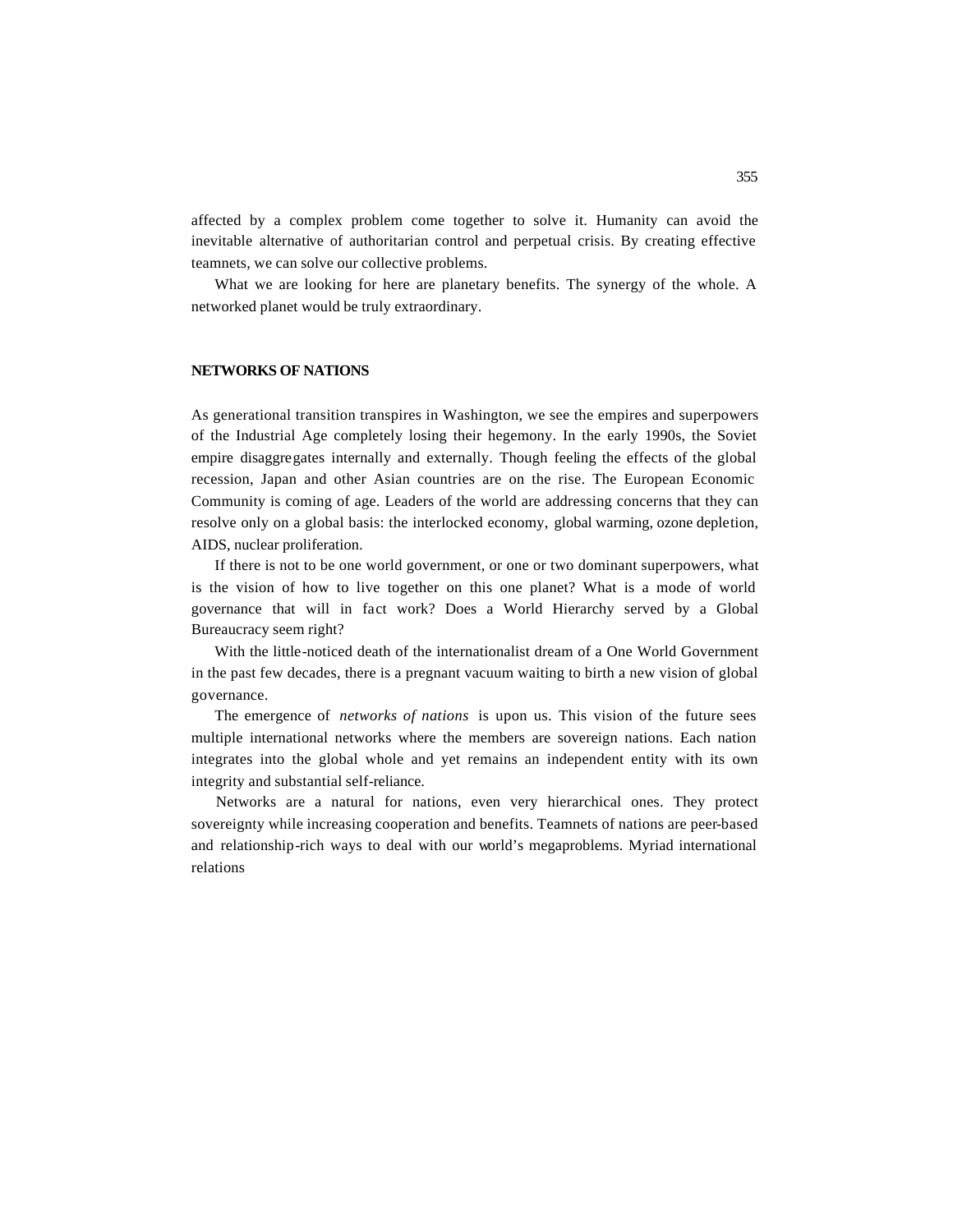affected by a complex problem come together to solve it. Humanity can avoid the inevitable alternative of authoritarian control and perpetual crisis. By creating effective teamnets, we can solve our collective problems.

What we are looking for here are planetary benefits. The synergy of the whole. A networked planet would be truly extraordinary.

## NETWORKS OF NATIONS

As generational transition transpires in Washington, we see the empires and superpowers of the Industrial Age completely losing their hegemony. In the early 1990s, the Soviet empire disaggregates internally and externally. Though feeling the effects of the global recession, Japan and other Asian countries are on the rise. The European Economic Community is coming of age. Leaders of the world are addressing concerns that they can resolve only on a global basis: the interlocked economy, global warming, ozone depletion, AIDS, nuclear proliferation.

If there is not to be one world government, or one or two dominant superpowers, what is the vision of how to live together on this one planet? What is a mode of world governance that will in fact work? Does a World Hierarchy served by a Global Bureaucracy seem right?

With the little-noticed death of the internationalist dream of a One World Government in the past few decades, there is a pregnant vacuum waiting to birth a new vision of global governance.

The emergence of *networks of nations* is upon us. This vision of the future sees multiple international networks where the members are sovereign nations. Each nation integrates into the global whole and yet remains an independent entity with its own integrity and substantial self-reliance.

Networks are a natural for nations, even very hierarchical ones. They protect sovereignty while increasing cooperation and benefits. Teamnets of nations are peer-based and relationship-rich ways to deal with our world's megaproblems. Myriad international relations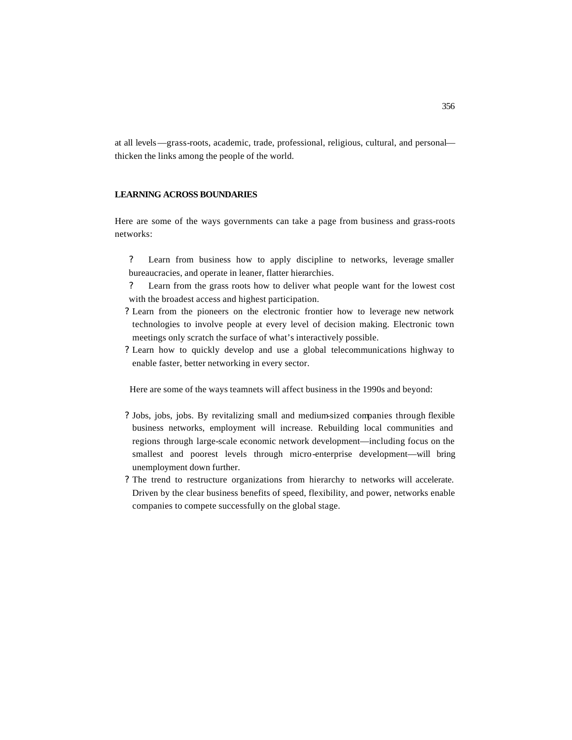at all levels—grass-roots, academic, trade, professional, religious, cultural, and personal—thicken the links among the people of the world.

### LEARNING ACROSS BOUNDARIES

Here are some of the ways governments can take a page from business and grass-roots networks:

- Learn from business how to apply discipline to networks, leverage smaller bureaucracies, and operate in leaner, flatter hierarchies.
- Learn from the grass roots how to deliver what people want for the lowest cost with the broadest access and highest participation.
- Learn from the pioneers on the electronic frontier how to leverage new network technologies to involve people at every level of decision making. Electronic town meetings only scratch the surface of what's interactively possible.
- Learn how to quickly develop and use a global telecommunications highway to enable faster, better networking in every sector.

Here are some of the ways teamnets will affect business in the 1990s and beyond:

- Jobs, jobs, jobs. By revitalizing small and medium-sized companies through flexible business networks, employment will increase. Rebuilding local communities and regions through large-scale economic network development—including focus on the smallest and poorest levels through micro-enterprise development—will bring unemployment down further.
- The trend to restructure organizations from hierarchy to networks will accelerate. Driven by the clear business benefits of speed, flexibility, and power, networks enable companies to compete successfully on the global stage.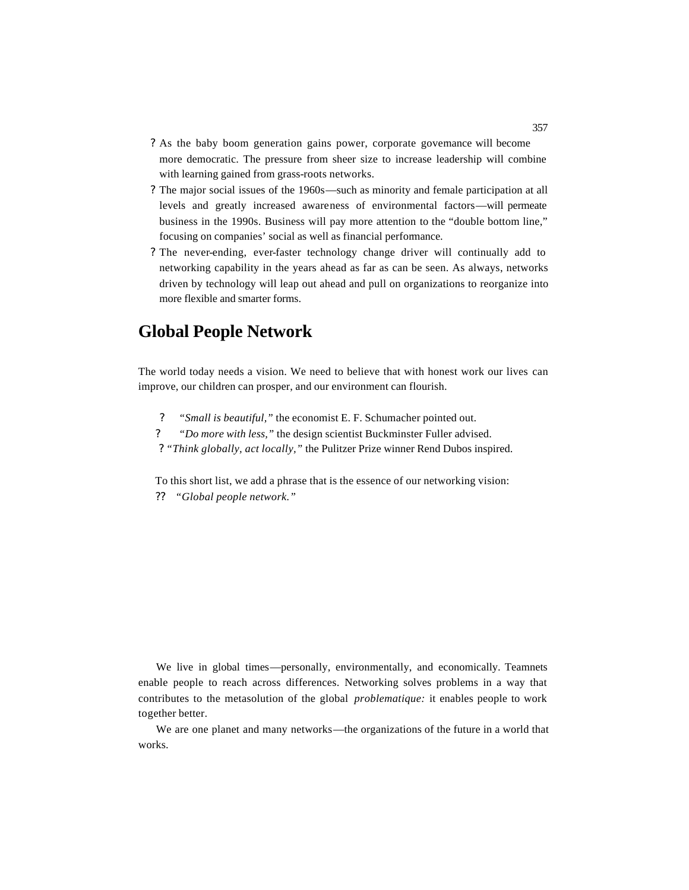- As the baby boom generation gains power, corporate governance will become more democratic. The pressure from sheer size to increase leadership will combine with learning gained from grass-roots networks.
- The major social issues of the 1960s—such as minority and female participation at all levels and greatly increased awareness of environmental factors—will permeate business in the 1990s. Business will pay more attention to the "double bottom line," focusing on companies' social as well as financial performance.
- The never-ending, ever-faster technology change driver will continually add to networking capability in the years ahead as far as can be seen. As always, networks driven by technology will leap out ahead and pull on organizations to reorganize into more flexible and smarter forms.

## Global People Network

The world today needs a vision. We need to believe that with honest work our lives can improve, our children can prosper, and our environment can flourish.

- *"Small is beautiful,"* the economist E. F. Schumacher pointed out.
- *"Do more with less,"* the design scientist Buckminster Fuller advised.
- *"Think globally, act locally,"* the Pulitzer Prize winner Rend Dubos inspired.

To this short list, we add a phrase that is the essence of our networking vision:

- *"Global people network."*

We live in global times—personally, environmentally, and economically. Teamnets enable people to reach across differences. Networking solves problems in a way that contributes to the metasolution of the global *problematique:* it enables people to work together better.

We are one planet and many networks—the organizations of the future in a world that works.